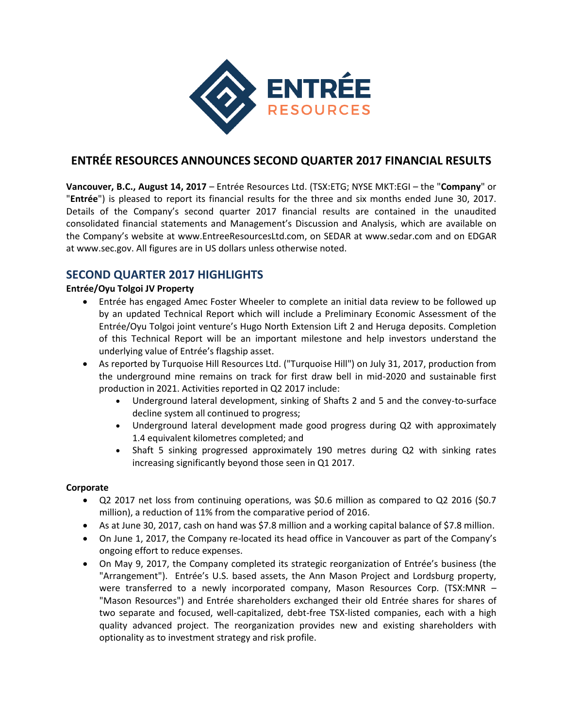# ENTRÉE RESOURCES ANNOUNCES SECOND QUARTER 2017 FINANCIAL RESULTS

**Vancouver, B.C., August 14, 2017** – Entrée Resources Ltd. (TSX:ETG; NYSE MKT:EGI – the "**Company**" or "**Entrée**") is pleased to report its financial results for the three and six months ended June 30, 2017. Details of the Company's second quarter 2017 financial results are contained in the unaudited consolidated financial statements and Management's Discussion and Analysis, which are available on the Company's website at www.EntreeResourcesLtd.com, on SEDAR at www.sedar.com and on EDGAR at www.sec.gov. All figures are in US dollars unless otherwise noted.

## SECOND QUARTER 2017 HIGHLIGHTS

**Entrée/Oyu Tolgoi JV Property**

- Entrée has engaged Amec Foster Wheeler to complete an initial data review to be followed up by an updated Technical Report which will include a Preliminary Economic Assessment of the Entrée/Oyu Tolgoi joint venture's Hugo North Extension Lift 2 and Heruga deposits. Completion of this Technical Report will be an important milestone and help investors understand the underlying value of Entrée's flagship asset.
- As reported by Turquoise Hill Resources Ltd. ("Turquoise Hill") on July 31, 2017, production from the underground mine remains on track for first draw bell in mid-2020 and sustainable first production in 2021. Activities reported in Q2 2017 include:
  - Underground lateral development, sinking of Shafts 2 and 5 and the convey-to-surface decline system all continued to progress;
  - Underground lateral development made good progress during Q2 with approximately 1.4 equivalent kilometres completed; and
  - Shaft 5 sinking progressed approximately 190 metres during Q2 with sinking rates increasing significantly beyond those seen in Q1 2017.

**Corporate**

- Q2 2017 net loss from continuing operations, was $0.6 million as compared to Q2 2016 ($0.7 million), a reduction of 11% from the comparative period of 2016.
- As at June 30, 2017, cash on hand was $7.8 million and a working capital balance of $7.8 million.
- On June 1, 2017, the Company re-located its head office in Vancouver as part of the Company's ongoing effort to reduce expenses.
- On May 9, 2017, the Company completed its strategic reorganization of Entrée's business (the "Arrangement"). Entrée's U.S. based assets, the Ann Mason Project and Lordsburg property, were transferred to a newly incorporated company, Mason Resources Corp. (TSX:MNR – "Mason Resources") and Entrée shareholders exchanged their old Entrée shares for shares of two separate and focused, well-capitalized, debt-free TSX-listed companies, each with a high quality advanced project. The reorganization provides new and existing shareholders with optionality as to investment strategy and risk profile.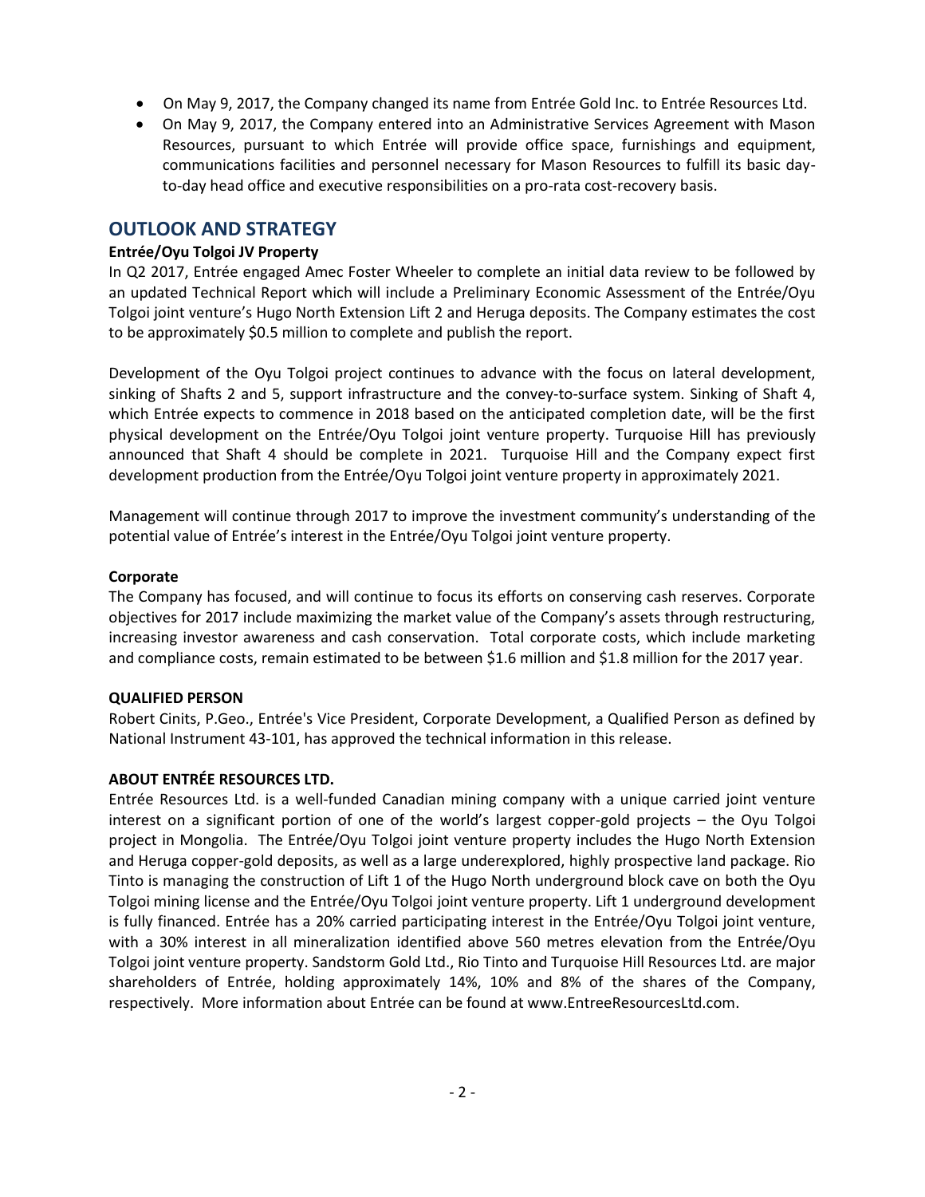- On May 9, 2017, the Company changed its name from Entrée Gold Inc. to Entrée Resources Ltd.
- On May 9, 2017, the Company entered into an Administrative Services Agreement with Mason Resources, pursuant to which Entrée will provide office space, furnishings and equipment, communications facilities and personnel necessary for Mason Resources to fulfill its basic day-to-day head office and executive responsibilities on a pro-rata cost-recovery basis.

## OUTLOOK AND STRATEGY

**Entrée/Oyu Tolgoi JV Property**

In Q2 2017, Entrée engaged Amec Foster Wheeler to complete an initial data review to be followed by an updated Technical Report which will include a Preliminary Economic Assessment of the Entrée/Oyu Tolgoi joint venture's Hugo North Extension Lift 2 and Heruga deposits. The Company estimates the cost to be approximately $0.5 million to complete and publish the report.

Development of the Oyu Tolgoi project continues to advance with the focus on lateral development, sinking of Shafts 2 and 5, support infrastructure and the convey-to-surface system. Sinking of Shaft 4, which Entrée expects to commence in 2018 based on the anticipated completion date, will be the first physical development on the Entrée/Oyu Tolgoi joint venture property. Turquoise Hill has previously announced that Shaft 4 should be complete in 2021. Turquoise Hill and the Company expect first development production from the Entrée/Oyu Tolgoi joint venture property in approximately 2021.

Management will continue through 2017 to improve the investment community's understanding of the potential value of Entrée's interest in the Entrée/Oyu Tolgoi joint venture property.

**Corporate**

The Company has focused, and will continue to focus its efforts on conserving cash reserves. Corporate objectives for 2017 include maximizing the market value of the Company's assets through restructuring, increasing investor awareness and cash conservation. Total corporate costs, which include marketing and compliance costs, remain estimated to be between $1.6 million and $1.8 million for the 2017 year.

**QUALIFIED PERSON**

Robert Cinits, P.Geo., Entrée's Vice President, Corporate Development, a Qualified Person as defined by National Instrument 43-101, has approved the technical information in this release.

**ABOUT ENTRÉE RESOURCES LTD.**

Entrée Resources Ltd. is a well-funded Canadian mining company with a unique carried joint venture interest on a significant portion of one of the world's largest copper-gold projects – the Oyu Tolgoi project in Mongolia. The Entrée/Oyu Tolgoi joint venture property includes the Hugo North Extension and Heruga copper-gold deposits, as well as a large underexplored, highly prospective land package. Rio Tinto is managing the construction of Lift 1 of the Hugo North underground block cave on both the Oyu Tolgoi mining license and the Entrée/Oyu Tolgoi joint venture property. Lift 1 underground development is fully financed. Entrée has a 20% carried participating interest in the Entrée/Oyu Tolgoi joint venture, with a 30% interest in all mineralization identified above 560 metres elevation from the Entrée/Oyu Tolgoi joint venture property. Sandstorm Gold Ltd., Rio Tinto and Turquoise Hill Resources Ltd. are major shareholders of Entrée, holding approximately 14%, 10% and 8% of the shares of the Company, respectively. More information about Entrée can be found at www.EntreeResourcesLtd.com.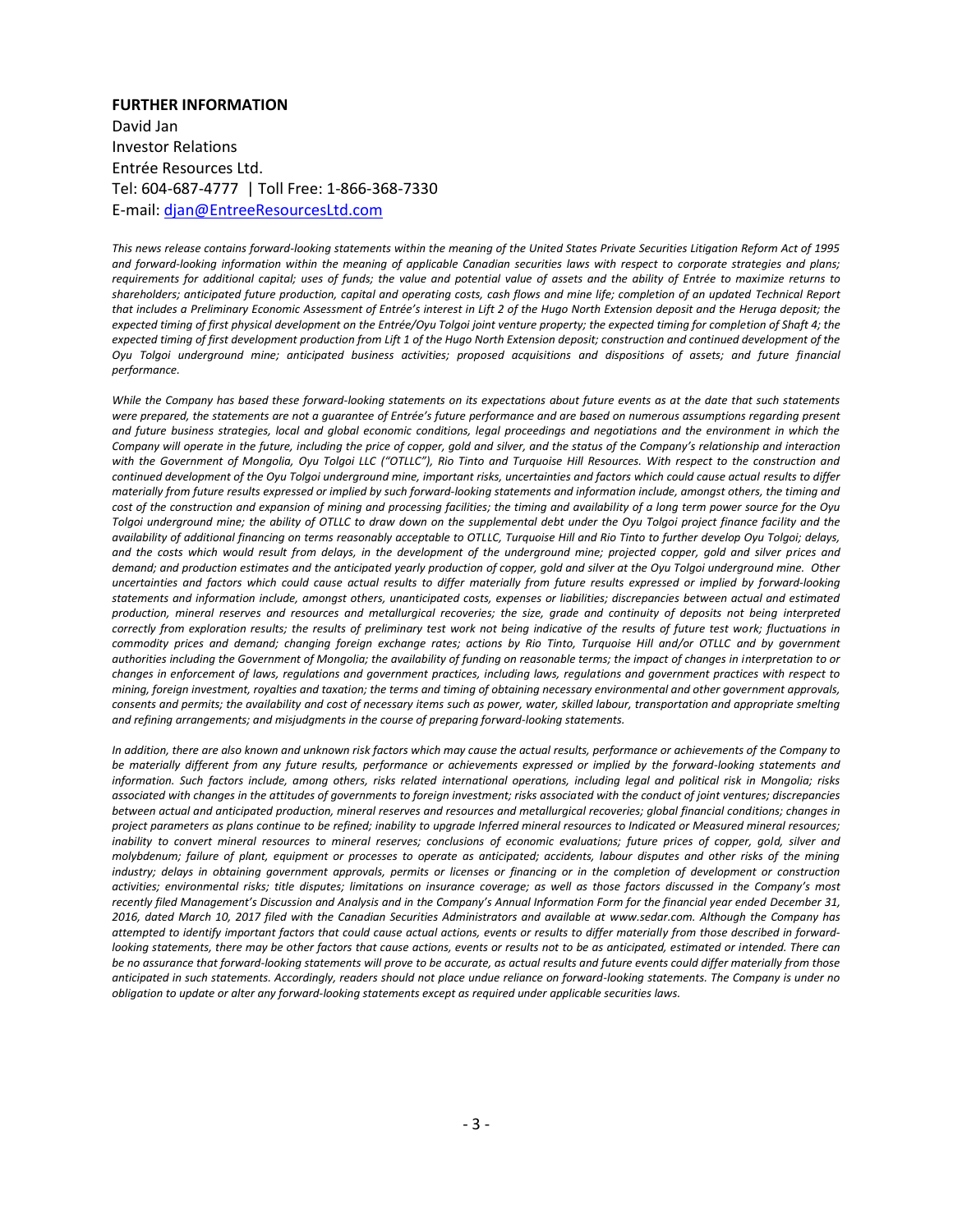**FURTHER INFORMATION**

David Jan
Investor Relations
Entrée Resources Ltd.
Tel: 604-687-4777 | Toll Free: 1-866-368-7330
E-mail: djan@EntreeResourcesLtd.com

*This news release contains forward-looking statements within the meaning of the United States Private Securities Litigation Reform Act of 1995 and forward-looking information within the meaning of applicable Canadian securities laws with respect to corporate strategies and plans; requirements for additional capital; uses of funds; the value and potential value of assets and the ability of Entrée to maximize returns to shareholders; anticipated future production, capital and operating costs, cash flows and mine life; completion of an updated Technical Report that includes a Preliminary Economic Assessment of Entrée's interest in Lift 2 of the Hugo North Extension deposit and the Heruga deposit; the expected timing of first physical development on the Entrée/Oyu Tolgoi joint venture property; the expected timing for completion of Shaft 4; the expected timing of first development production from Lift 1 of the Hugo North Extension deposit; construction and continued development of the Oyu Tolgoi underground mine; anticipated business activities; proposed acquisitions and dispositions of assets; and future financial performance.*

*While the Company has based these forward-looking statements on its expectations about future events as at the date that such statements were prepared, the statements are not a guarantee of Entrée's future performance and are based on numerous assumptions regarding present and future business strategies, local and global economic conditions, legal proceedings and negotiations and the environment in which the Company will operate in the future, including the price of copper, gold and silver, and the status of the Company's relationship and interaction with the Government of Mongolia, Oyu Tolgoi LLC ("OTLLC"), Rio Tinto and Turquoise Hill Resources. With respect to the construction and continued development of the Oyu Tolgoi underground mine, important risks, uncertainties and factors which could cause actual results to differ materially from future results expressed or implied by such forward-looking statements and information include, amongst others, the timing and cost of the construction and expansion of mining and processing facilities; the timing and availability of a long term power source for the Oyu Tolgoi underground mine; the ability of OTLLC to draw down on the supplemental debt under the Oyu Tolgoi project finance facility and the availability of additional financing on terms reasonably acceptable to OTLLC, Turquoise Hill and Rio Tinto to further develop Oyu Tolgoi; delays, and the costs which would result from delays, in the development of the underground mine; projected copper, gold and silver prices and demand; and production estimates and the anticipated yearly production of copper, gold and silver at the Oyu Tolgoi underground mine. Other uncertainties and factors which could cause actual results to differ materially from future results expressed or implied by forward-looking statements and information include, amongst others, unanticipated costs, expenses or liabilities; discrepancies between actual and estimated production, mineral reserves and resources and metallurgical recoveries; the size, grade and continuity of deposits not being interpreted correctly from exploration results; the results of preliminary test work not being indicative of the results of future test work; fluctuations in commodity prices and demand; changing foreign exchange rates; actions by Rio Tinto, Turquoise Hill and/or OTLLC and by government authorities including the Government of Mongolia; the availability of funding on reasonable terms; the impact of changes in interpretation to or changes in enforcement of laws, regulations and government practices, including laws, regulations and government practices with respect to mining, foreign investment, royalties and taxation; the terms and timing of obtaining necessary environmental and other government approvals, consents and permits; the availability and cost of necessary items such as power, water, skilled labour, transportation and appropriate smelting and refining arrangements; and misjudgments in the course of preparing forward-looking statements.*

*In addition, there are also known and unknown risk factors which may cause the actual results, performance or achievements of the Company to be materially different from any future results, performance or achievements expressed or implied by the forward-looking statements and information. Such factors include, among others, risks related international operations, including legal and political risk in Mongolia; risks associated with changes in the attitudes of governments to foreign investment; risks associated with the conduct of joint ventures; discrepancies between actual and anticipated production, mineral reserves and resources and metallurgical recoveries; global financial conditions; changes in project parameters as plans continue to be refined; inability to upgrade Inferred mineral resources to Indicated or Measured mineral resources; inability to convert mineral resources to mineral reserves; conclusions of economic evaluations; future prices of copper, gold, silver and molybdenum; failure of plant, equipment or processes to operate as anticipated; accidents, labour disputes and other risks of the mining industry; delays in obtaining government approvals, permits or licenses or financing or in the completion of development or construction activities; environmental risks; title disputes; limitations on insurance coverage; as well as those factors discussed in the Company's most recently filed Management's Discussion and Analysis and in the Company's Annual Information Form for the financial year ended December 31, 2016, dated March 10, 2017 filed with the Canadian Securities Administrators and available at www.sedar.com. Although the Company has attempted to identify important factors that could cause actual actions, events or results to differ materially from those described in forward-looking statements, there may be other factors that cause actions, events or results not to be as anticipated, estimated or intended. There can be no assurance that forward-looking statements will prove to be accurate, as actual results and future events could differ materially from those anticipated in such statements. Accordingly, readers should not place undue reliance on forward-looking statements. The Company is under no obligation to update or alter any forward-looking statements except as required under applicable securities laws.*